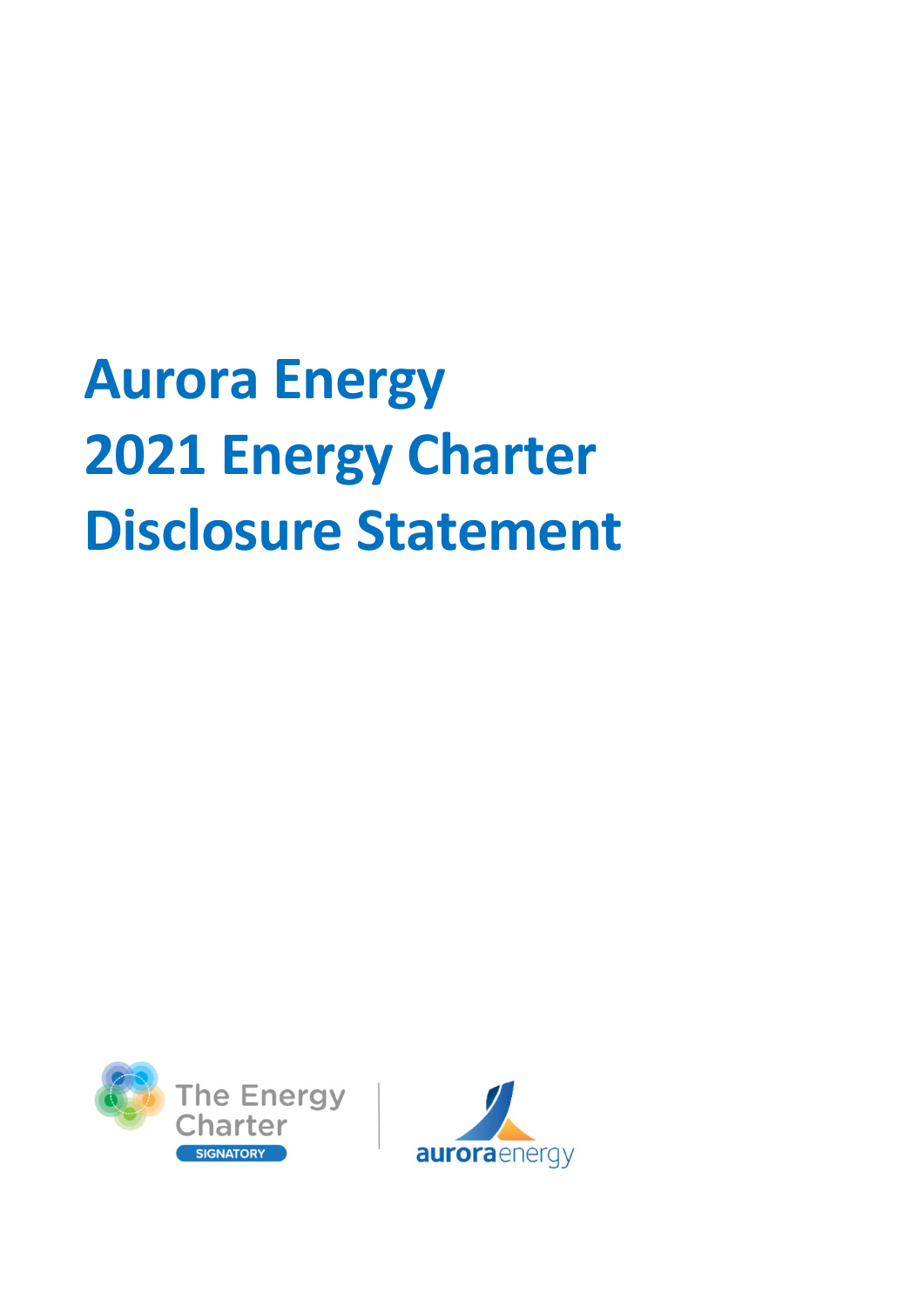# Aurora Energy 2021 Energy Charter Disclosure Statement

The Energy Charter SIGNATORY

aurora energy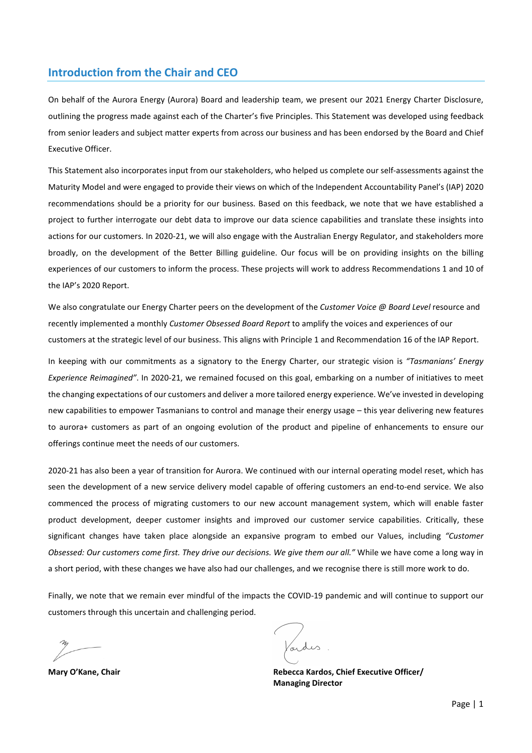## Introduction from the Chair and CEO

On behalf of the Aurora Energy (Aurora) Board and leadership team, we present our 2021 Energy Charter Disclosure, outlining the progress made against each of the Charter's five Principles. This Statement was developed using feedback from senior leaders and subject matter experts from across our business and has been endorsed by the Board and Chief Executive Officer.

This Statement also incorporates input from our stakeholders, who helped us complete our self-assessments against the Maturity Model and were engaged to provide their views on which of the Independent Accountability Panel's (IAP) 2020 recommendations should be a priority for our business. Based on this feedback, we note that we have established a project to further interrogate our debt data to improve our data science capabilities and translate these insights into actions for our customers. In 2020-21, we will also engage with the Australian Energy Regulator, and stakeholders more broadly, on the development of the Better Billing guideline. Our focus will be on providing insights on the billing experiences of our customers to inform the process. These projects will work to address Recommendations 1 and 10 of the IAP's 2020 Report.

We also congratulate our Energy Charter peers on the development of the *Customer Voice @ Board Level* resource and recently implemented a monthly *Customer Obsessed Board Report* to amplify the voices and experiences of our customers at the strategic level of our business. This aligns with Principle 1 and Recommendation 16 of the IAP Report.

In keeping with our commitments as a signatory to the Energy Charter, our strategic vision is *"Tasmanians' Energy Experience Reimagined"*. In 2020-21, we remained focused on this goal, embarking on a number of initiatives to meet the changing expectations of our customers and deliver a more tailored energy experience. We've invested in developing new capabilities to empower Tasmanians to control and manage their energy usage – this year delivering new features to aurora+ customers as part of an ongoing evolution of the product and pipeline of enhancements to ensure our offerings continue meet the needs of our customers.

2020-21 has also been a year of transition for Aurora. We continued with our internal operating model reset, which has seen the development of a new service delivery model capable of offering customers an end-to-end service. We also commenced the process of migrating customers to our new account management system, which will enable faster product development, deeper customer insights and improved our customer service capabilities. Critically, these significant changes have taken place alongside an expansive program to embed our Values, including *"Customer Obsessed: Our customers come first. They drive our decisions. We give them our all."* While we have come a long way in a short period, with these changes we have also had our challenges, and we recognise there is still more work to do.

Finally, we note that we remain ever mindful of the impacts the COVID-19 pandemic and will continue to support our customers through this uncertain and challenging period.

**Mary O'Kane, Chair**

**Rebecca Kardos, Chief Executive Officer/ Managing Director**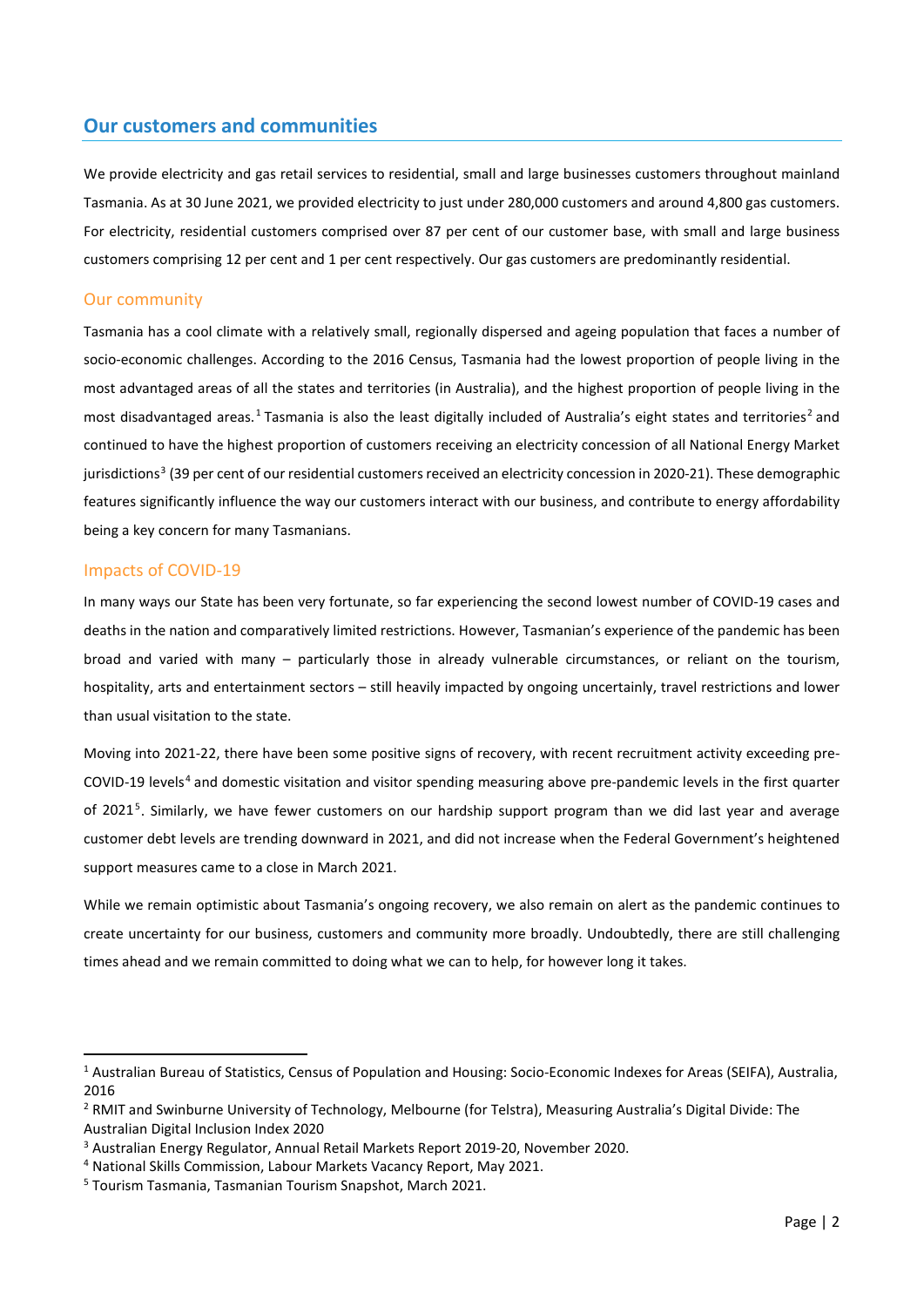## Our customers and communities

We provide electricity and gas retail services to residential, small and large businesses customers throughout mainland Tasmania. As at 30 June 2021, we provided electricity to just under 280,000 customers and around 4,800 gas customers. For electricity, residential customers comprised over 87 per cent of our customer base, with small and large business customers comprising 12 per cent and 1 per cent respectively. Our gas customers are predominantly residential.

### Our community

Tasmania has a cool climate with a relatively small, regionally dispersed and ageing population that faces a number of socio-economic challenges. According to the 2016 Census, Tasmania had the lowest proportion of people living in the most advantaged areas of all the states and territories (in Australia), and the highest proportion of people living in the most disadvantaged areas.[1] Tasmania is also the least digitally included of Australia's eight states and territories[2] and continued to have the highest proportion of customers receiving an electricity concession of all National Energy Market jurisdictions[3] (39 per cent of our residential customers received an electricity concession in 2020-21). These demographic features significantly influence the way our customers interact with our business, and contribute to energy affordability being a key concern for many Tasmanians.

### Impacts of COVID-19

In many ways our State has been very fortunate, so far experiencing the second lowest number of COVID-19 cases and deaths in the nation and comparatively limited restrictions. However, Tasmanian's experience of the pandemic has been broad and varied with many – particularly those in already vulnerable circumstances, or reliant on the tourism, hospitality, arts and entertainment sectors – still heavily impacted by ongoing uncertainly, travel restrictions and lower than usual visitation to the state.

Moving into 2021-22, there have been some positive signs of recovery, with recent recruitment activity exceeding pre-COVID-19 levels[4] and domestic visitation and visitor spending measuring above pre-pandemic levels in the first quarter of 2021[5]. Similarly, we have fewer customers on our hardship support program than we did last year and average customer debt levels are trending downward in 2021, and did not increase when the Federal Government's heightened support measures came to a close in March 2021.

While we remain optimistic about Tasmania's ongoing recovery, we also remain on alert as the pandemic continues to create uncertainty for our business, customers and community more broadly. Undoubtedly, there are still challenging times ahead and we remain committed to doing what we can to help, for however long it takes.

---

[1] Australian Bureau of Statistics, Census of Population and Housing: Socio-Economic Indexes for Areas (SEIFA), Australia, 2016

[2] RMIT and Swinburne University of Technology, Melbourne (for Telstra), Measuring Australia's Digital Divide: The Australian Digital Inclusion Index 2020

[3] Australian Energy Regulator, Annual Retail Markets Report 2019-20, November 2020.

[4] National Skills Commission, Labour Markets Vacancy Report, May 2021.

[5] Tourism Tasmania, Tasmanian Tourism Snapshot, March 2021.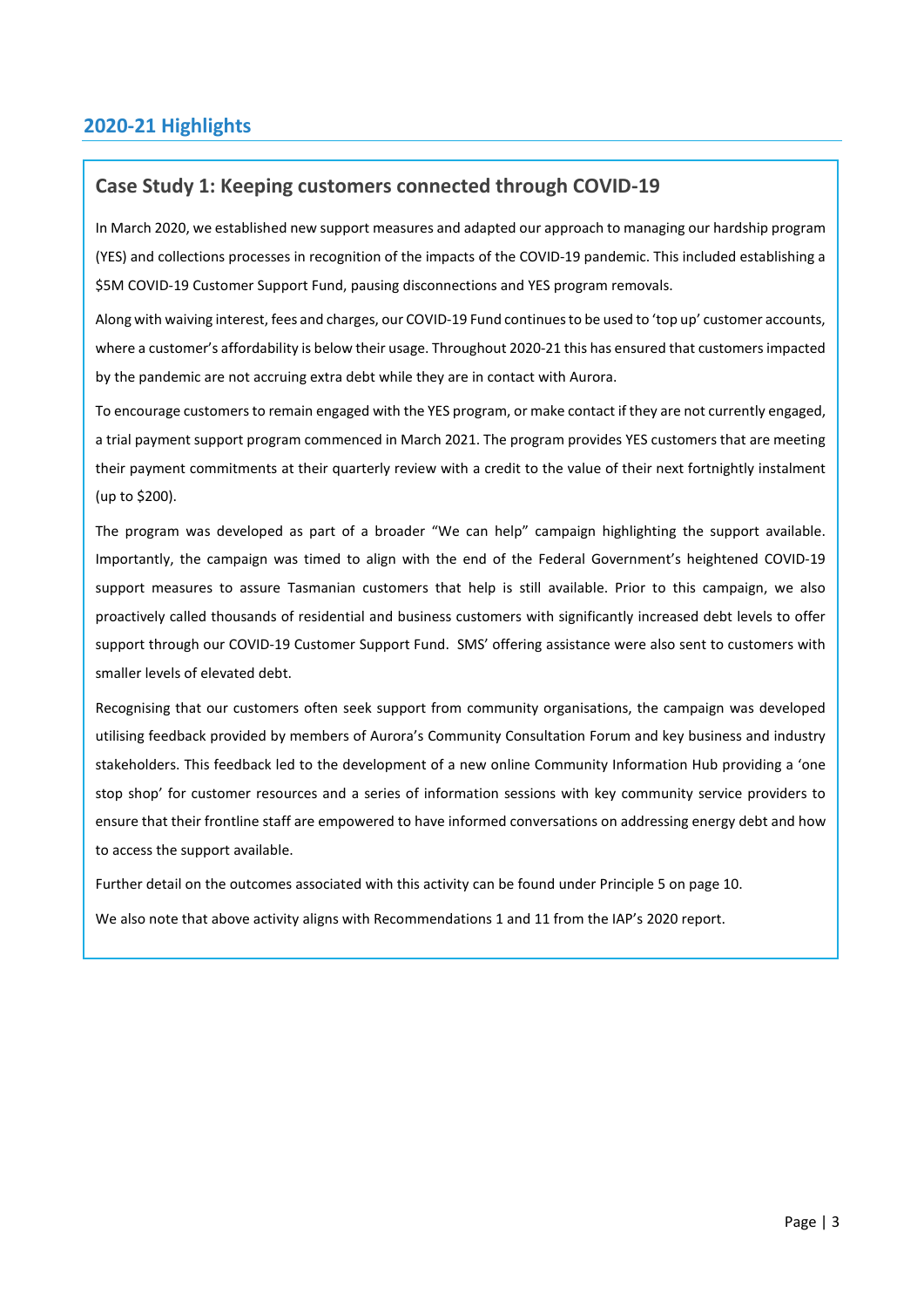## 2020-21 Highlights

### Case Study 1: Keeping customers connected through COVID-19

In March 2020, we established new support measures and adapted our approach to managing our hardship program (YES) and collections processes in recognition of the impacts of the COVID-19 pandemic. This included establishing a $5M COVID-19 Customer Support Fund, pausing disconnections and YES program removals.

Along with waiving interest, fees and charges, our COVID-19 Fund continues to be used to 'top up' customer accounts, where a customer's affordability is below their usage. Throughout 2020-21 this has ensured that customers impacted by the pandemic are not accruing extra debt while they are in contact with Aurora.

To encourage customers to remain engaged with the YES program, or make contact if they are not currently engaged, a trial payment support program commenced in March 2021. The program provides YES customers that are meeting their payment commitments at their quarterly review with a credit to the value of their next fortnightly instalment (up to $200).

The program was developed as part of a broader "We can help" campaign highlighting the support available. Importantly, the campaign was timed to align with the end of the Federal Government's heightened COVID-19 support measures to assure Tasmanian customers that help is still available. Prior to this campaign, we also proactively called thousands of residential and business customers with significantly increased debt levels to offer support through our COVID-19 Customer Support Fund. SMS' offering assistance were also sent to customers with smaller levels of elevated debt.

Recognising that our customers often seek support from community organisations, the campaign was developed utilising feedback provided by members of Aurora's Community Consultation Forum and key business and industry stakeholders. This feedback led to the development of a new online Community Information Hub providing a 'one stop shop' for customer resources and a series of information sessions with key community service providers to ensure that their frontline staff are empowered to have informed conversations on addressing energy debt and how to access the support available.

Further detail on the outcomes associated with this activity can be found under Principle 5 on page 10.

We also note that above activity aligns with Recommendations 1 and 11 from the IAP's 2020 report.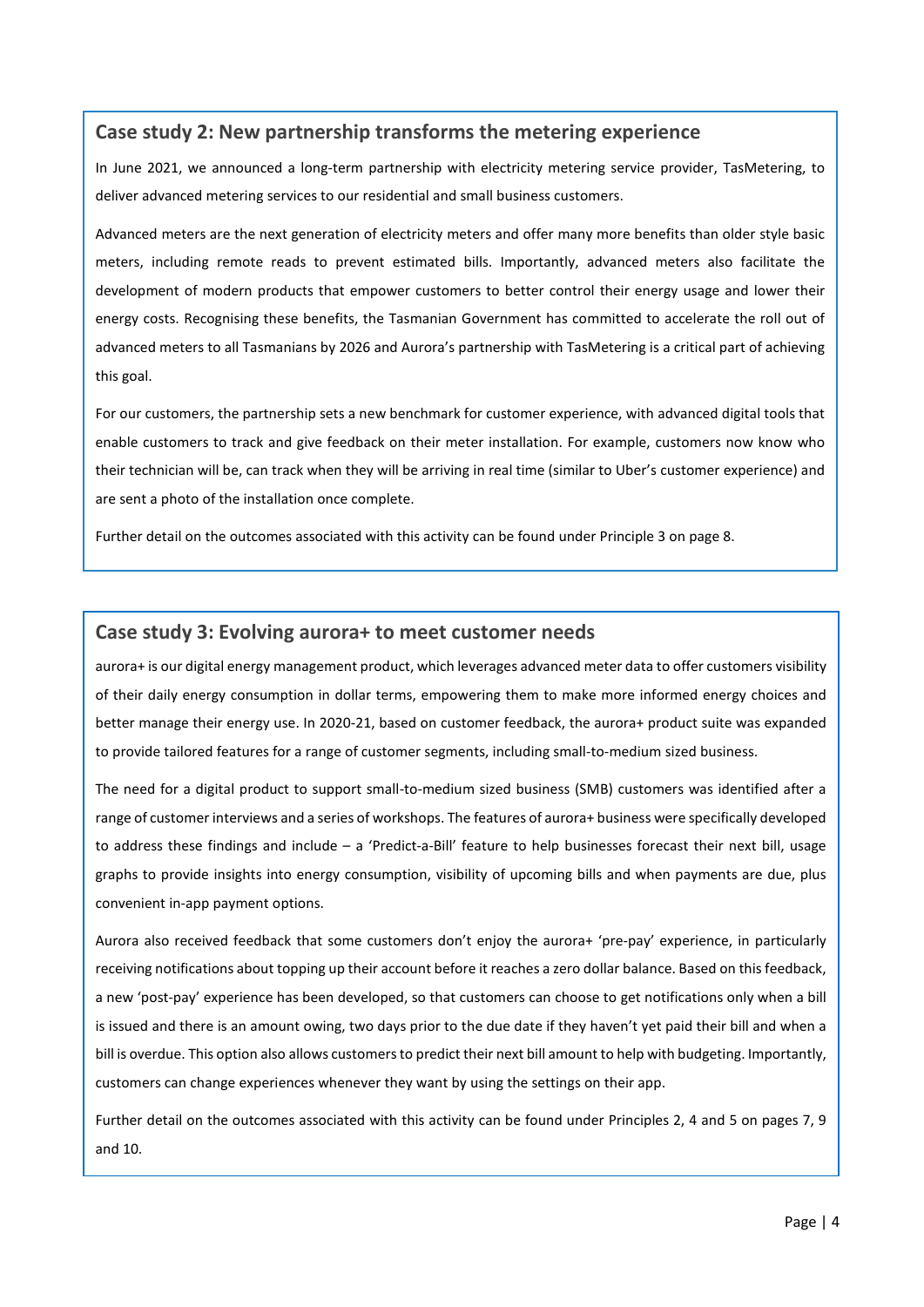## Case study 2: New partnership transforms the metering experience

In June 2021, we announced a long-term partnership with electricity metering service provider, TasMetering, to deliver advanced metering services to our residential and small business customers.

Advanced meters are the next generation of electricity meters and offer many more benefits than older style basic meters, including remote reads to prevent estimated bills. Importantly, advanced meters also facilitate the development of modern products that empower customers to better control their energy usage and lower their energy costs. Recognising these benefits, the Tasmanian Government has committed to accelerate the roll out of advanced meters to all Tasmanians by 2026 and Aurora's partnership with TasMetering is a critical part of achieving this goal.

For our customers, the partnership sets a new benchmark for customer experience, with advanced digital tools that enable customers to track and give feedback on their meter installation. For example, customers now know who their technician will be, can track when they will be arriving in real time (similar to Uber's customer experience) and are sent a photo of the installation once complete.

Further detail on the outcomes associated with this activity can be found under Principle 3 on page 8.

## Case study 3: Evolving aurora+ to meet customer needs

aurora+ is our digital energy management product, which leverages advanced meter data to offer customers visibility of their daily energy consumption in dollar terms, empowering them to make more informed energy choices and better manage their energy use. In 2020-21, based on customer feedback, the aurora+ product suite was expanded to provide tailored features for a range of customer segments, including small-to-medium sized business.

The need for a digital product to support small-to-medium sized business (SMB) customers was identified after a range of customer interviews and a series of workshops. The features of aurora+ business were specifically developed to address these findings and include – a 'Predict-a-Bill' feature to help businesses forecast their next bill, usage graphs to provide insights into energy consumption, visibility of upcoming bills and when payments are due, plus convenient in-app payment options.

Aurora also received feedback that some customers don't enjoy the aurora+ 'pre-pay' experience, in particularly receiving notifications about topping up their account before it reaches a zero dollar balance. Based on this feedback, a new 'post-pay' experience has been developed, so that customers can choose to get notifications only when a bill is issued and there is an amount owing, two days prior to the due date if they haven't yet paid their bill and when a bill is overdue. This option also allows customers to predict their next bill amount to help with budgeting. Importantly, customers can change experiences whenever they want by using the settings on their app.

Further detail on the outcomes associated with this activity can be found under Principles 2, 4 and 5 on pages 7, 9 and 10.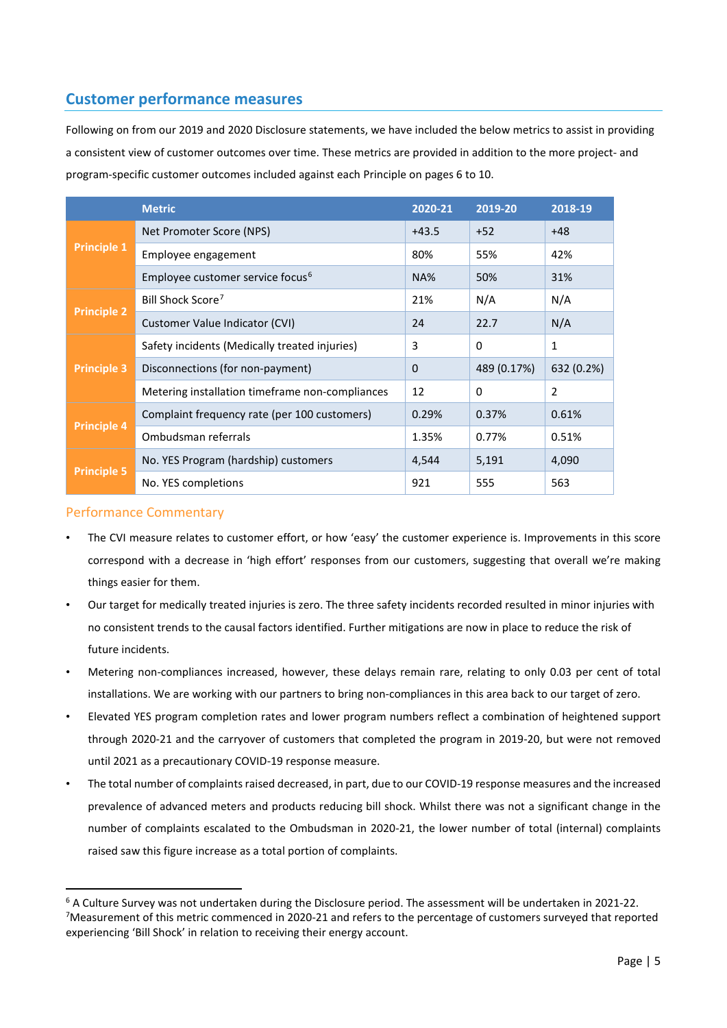## Customer performance measures

Following on from our 2019 and 2020 Disclosure statements, we have included the below metrics to assist in providing a consistent view of customer outcomes over time. These metrics are provided in addition to the more project- and program-specific customer outcomes included against each Principle on pages 6 to 10.

| | Metric | 2020-21 | 2019-20 | 2018-19 |
|---|---|---|---|---|
| Principle 1 | Net Promoter Score (NPS) | +43.5 | +52 | +48 |
| | Employee engagement | 80% | 55% | 42% |
| | Employee customer service focus[6] | NA% | 50% | 31% |
| Principle 2 | Bill Shock Score[7] | 21% | N/A | N/A |
| | Customer Value Indicator (CVI) | 24 | 22.7 | N/A |
| Principle 3 | Safety incidents (Medically treated injuries) | 3 | 0 | 1 |
| | Disconnections (for non-payment) | 0 | 489 (0.17%) | 632 (0.2%) |
| | Metering installation timeframe non-compliances | 12 | 0 | 2 |
| Principle 4 | Complaint frequency rate (per 100 customers) | 0.29% | 0.37% | 0.61% |
| | Ombudsman referrals | 1.35% | 0.77% | 0.51% |
| Principle 5 | No. YES Program (hardship) customers | 4,544 | 5,191 | 4,090 |
| | No. YES completions | 921 | 555 | 563 |

### Performance Commentary

- The CVI measure relates to customer effort, or how 'easy' the customer experience is. Improvements in this score correspond with a decrease in 'high effort' responses from our customers, suggesting that overall we're making things easier for them.
- Our target for medically treated injuries is zero. The three safety incidents recorded resulted in minor injuries with no consistent trends to the causal factors identified. Further mitigations are now in place to reduce the risk of future incidents.
- Metering non-compliances increased, however, these delays remain rare, relating to only 0.03 per cent of total installations. We are working with our partners to bring non-compliances in this area back to our target of zero.
- Elevated YES program completion rates and lower program numbers reflect a combination of heightened support through 2020-21 and the carryover of customers that completed the program in 2019-20, but were not removed until 2021 as a precautionary COVID-19 response measure.
- The total number of complaints raised decreased, in part, due to our COVID-19 response measures and the increased prevalence of advanced meters and products reducing bill shock. Whilst there was not a significant change in the number of complaints escalated to the Ombudsman in 2020-21, the lower number of total (internal) complaints raised saw this figure increase as a total portion of complaints.

---

[6] A Culture Survey was not undertaken during the Disclosure period. The assessment will be undertaken in 2021-22.
[7] Measurement of this metric commenced in 2020-21 and refers to the percentage of customers surveyed that reported experiencing 'Bill Shock' in relation to receiving their energy account.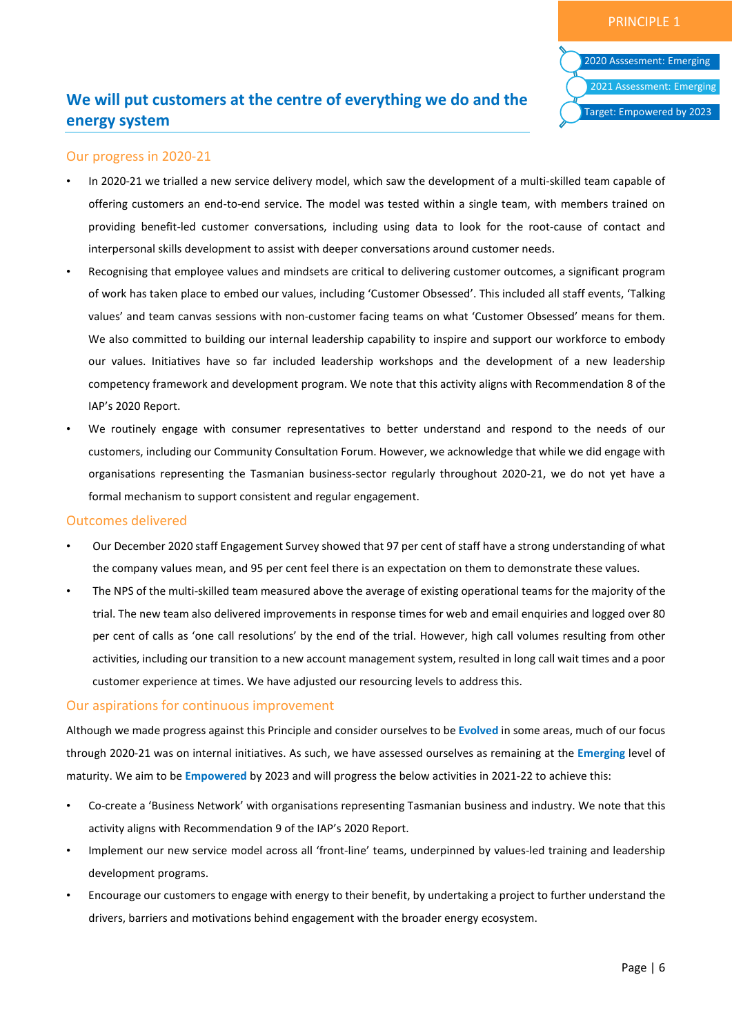PRINCIPLE 1

2020 Asssesment: Emerging

2021 Assessment: Emerging

Target: Empowered by 2023

## We will put customers at the centre of everything we do and the energy system

### Our progress in 2020-21

- In 2020-21 we trialled a new service delivery model, which saw the development of a multi-skilled team capable of offering customers an end-to-end service. The model was tested within a single team, with members trained on providing benefit-led customer conversations, including using data to look for the root-cause of contact and interpersonal skills development to assist with deeper conversations around customer needs.
- Recognising that employee values and mindsets are critical to delivering customer outcomes, a significant program of work has taken place to embed our values, including 'Customer Obsessed'. This included all staff events, 'Talking values' and team canvas sessions with non-customer facing teams on what 'Customer Obsessed' means for them. We also committed to building our internal leadership capability to inspire and support our workforce to embody our values. Initiatives have so far included leadership workshops and the development of a new leadership competency framework and development program. We note that this activity aligns with Recommendation 8 of the IAP's 2020 Report.
- We routinely engage with consumer representatives to better understand and respond to the needs of our customers, including our Community Consultation Forum. However, we acknowledge that while we did engage with organisations representing the Tasmanian business-sector regularly throughout 2020-21, we do not yet have a formal mechanism to support consistent and regular engagement.

### Outcomes delivered

- Our December 2020 staff Engagement Survey showed that 97 per cent of staff have a strong understanding of what the company values mean, and 95 per cent feel there is an expectation on them to demonstrate these values.
- The NPS of the multi-skilled team measured above the average of existing operational teams for the majority of the trial. The new team also delivered improvements in response times for web and email enquiries and logged over 80 per cent of calls as 'one call resolutions' by the end of the trial. However, high call volumes resulting from other activities, including our transition to a new account management system, resulted in long call wait times and a poor customer experience at times. We have adjusted our resourcing levels to address this.

### Our aspirations for continuous improvement

Although we made progress against this Principle and consider ourselves to be **Evolved** in some areas, much of our focus through 2020-21 was on internal initiatives. As such, we have assessed ourselves as remaining at the **Emerging** level of maturity. We aim to be **Empowered** by 2023 and will progress the below activities in 2021-22 to achieve this:

- Co-create a 'Business Network' with organisations representing Tasmanian business and industry. We note that this activity aligns with Recommendation 9 of the IAP's 2020 Report.
- Implement our new service model across all 'front-line' teams, underpinned by values-led training and leadership development programs.
- Encourage our customers to engage with energy to their benefit, by undertaking a project to further understand the drivers, barriers and motivations behind engagement with the broader energy ecosystem.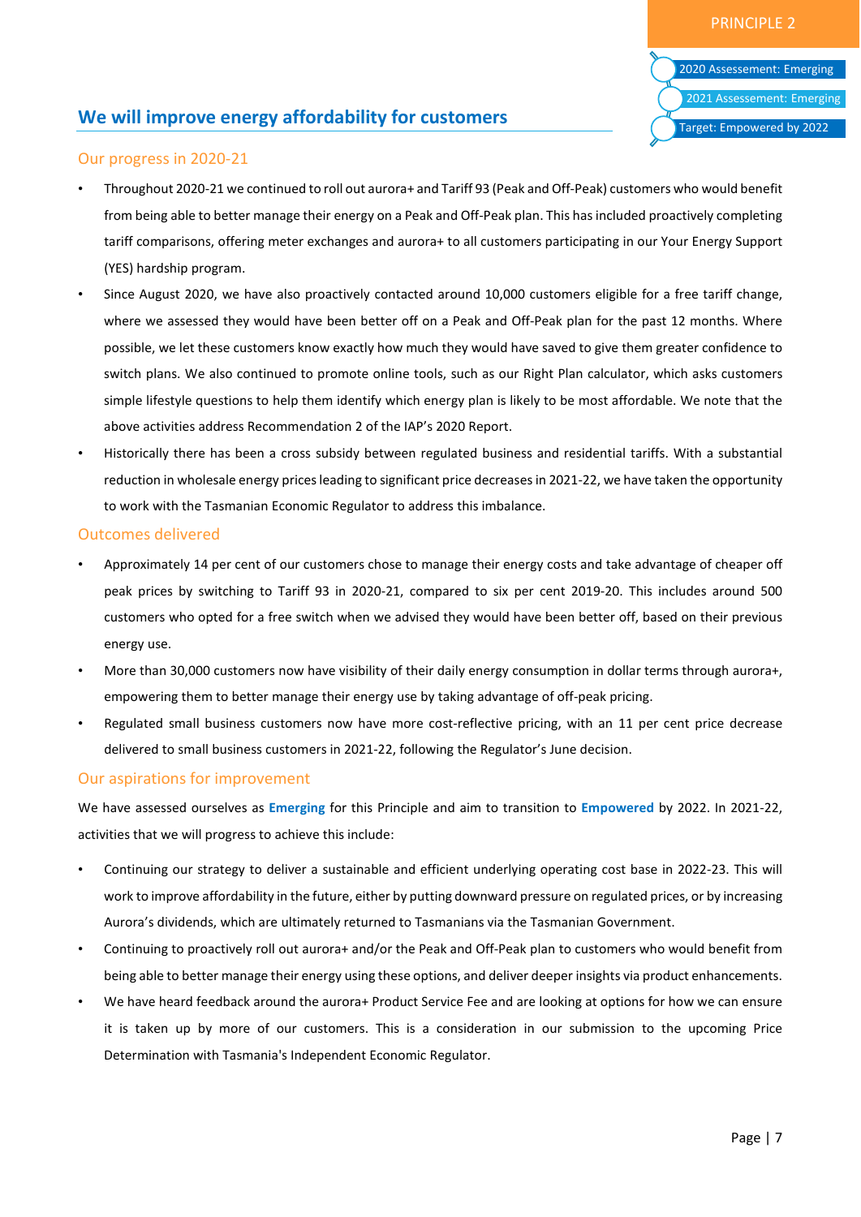PRINCIPLE 2

2020 Assessement: Emerging

2021 Assessement: Emerging

Target: Empowered by 2022

## We will improve energy affordability for customers

### Our progress in 2020-21

- Throughout 2020-21 we continued to roll out aurora+ and Tariff 93 (Peak and Off-Peak) customers who would benefit from being able to better manage their energy on a Peak and Off-Peak plan. This has included proactively completing tariff comparisons, offering meter exchanges and aurora+ to all customers participating in our Your Energy Support (YES) hardship program.
- Since August 2020, we have also proactively contacted around 10,000 customers eligible for a free tariff change, where we assessed they would have been better off on a Peak and Off-Peak plan for the past 12 months. Where possible, we let these customers know exactly how much they would have saved to give them greater confidence to switch plans. We also continued to promote online tools, such as our Right Plan calculator, which asks customers simple lifestyle questions to help them identify which energy plan is likely to be most affordable. We note that the above activities address Recommendation 2 of the IAP's 2020 Report.
- Historically there has been a cross subsidy between regulated business and residential tariffs. With a substantial reduction in wholesale energy prices leading to significant price decreases in 2021-22, we have taken the opportunity to work with the Tasmanian Economic Regulator to address this imbalance.

### Outcomes delivered

- Approximately 14 per cent of our customers chose to manage their energy costs and take advantage of cheaper off peak prices by switching to Tariff 93 in 2020-21, compared to six per cent 2019-20. This includes around 500 customers who opted for a free switch when we advised they would have been better off, based on their previous energy use.
- More than 30,000 customers now have visibility of their daily energy consumption in dollar terms through aurora+, empowering them to better manage their energy use by taking advantage of off-peak pricing.
- Regulated small business customers now have more cost-reflective pricing, with an 11 per cent price decrease delivered to small business customers in 2021-22, following the Regulator's June decision.

### Our aspirations for improvement

We have assessed ourselves as **Emerging** for this Principle and aim to transition to **Empowered** by 2022. In 2021-22, activities that we will progress to achieve this include:

- Continuing our strategy to deliver a sustainable and efficient underlying operating cost base in 2022-23. This will work to improve affordability in the future, either by putting downward pressure on regulated prices, or by increasing Aurora's dividends, which are ultimately returned to Tasmanians via the Tasmanian Government.
- Continuing to proactively roll out aurora+ and/or the Peak and Off-Peak plan to customers who would benefit from being able to better manage their energy using these options, and deliver deeper insights via product enhancements.
- We have heard feedback around the aurora+ Product Service Fee and are looking at options for how we can ensure it is taken up by more of our customers. This is a consideration in our submission to the upcoming Price Determination with Tasmania's Independent Economic Regulator.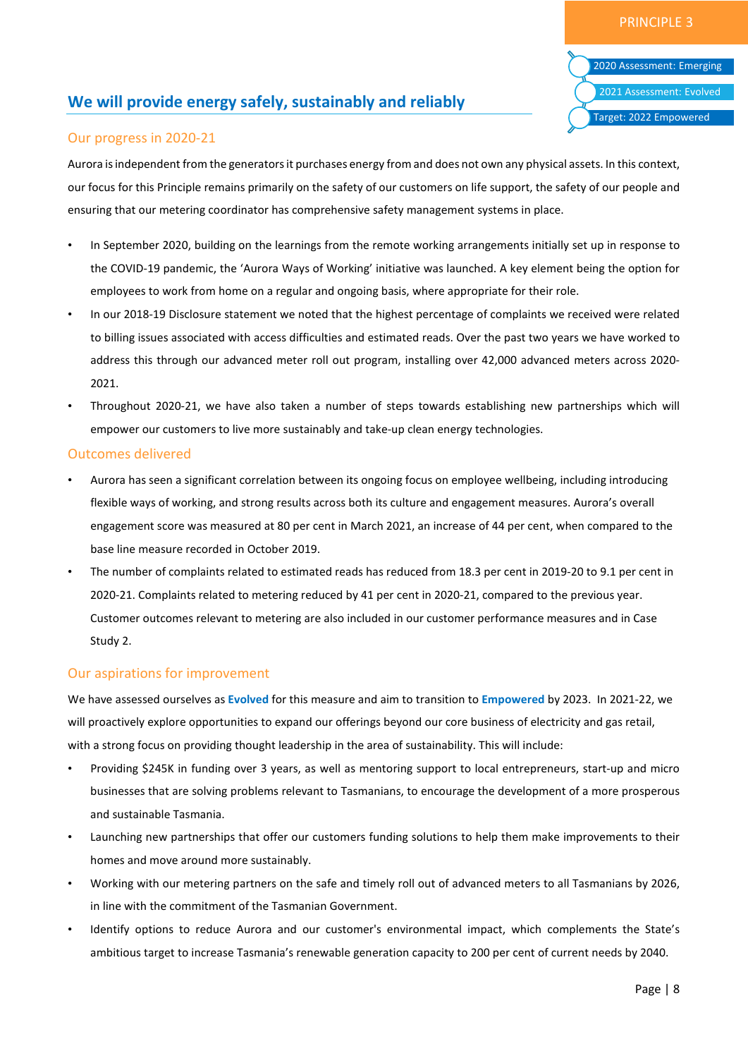PRINCIPLE 3

2020 Assessment: Emerging

2021 Assessment: Evolved

Target: 2022 Empowered

## We will provide energy safely, sustainably and reliably

### Our progress in 2020-21

Aurora is independent from the generators it purchases energy from and does not own any physical assets. In this context, our focus for this Principle remains primarily on the safety of our customers on life support, the safety of our people and ensuring that our metering coordinator has comprehensive safety management systems in place.

- In September 2020, building on the learnings from the remote working arrangements initially set up in response to the COVID-19 pandemic, the 'Aurora Ways of Working' initiative was launched. A key element being the option for employees to work from home on a regular and ongoing basis, where appropriate for their role.
- In our 2018-19 Disclosure statement we noted that the highest percentage of complaints we received were related to billing issues associated with access difficulties and estimated reads. Over the past two years we have worked to address this through our advanced meter roll out program, installing over 42,000 advanced meters across 2020-2021.
- Throughout 2020-21, we have also taken a number of steps towards establishing new partnerships which will empower our customers to live more sustainably and take-up clean energy technologies.

### Outcomes delivered

- Aurora has seen a significant correlation between its ongoing focus on employee wellbeing, including introducing flexible ways of working, and strong results across both its culture and engagement measures. Aurora's overall engagement score was measured at 80 per cent in March 2021, an increase of 44 per cent, when compared to the base line measure recorded in October 2019.
- The number of complaints related to estimated reads has reduced from 18.3 per cent in 2019-20 to 9.1 per cent in 2020-21. Complaints related to metering reduced by 41 per cent in 2020-21, compared to the previous year. Customer outcomes relevant to metering are also included in our customer performance measures and in Case Study 2.

### Our aspirations for improvement

We have assessed ourselves as **Evolved** for this measure and aim to transition to **Empowered** by 2023. In 2021-22, we will proactively explore opportunities to expand our offerings beyond our core business of electricity and gas retail, with a strong focus on providing thought leadership in the area of sustainability. This will include:

- Providing $245K in funding over 3 years, as well as mentoring support to local entrepreneurs, start-up and micro businesses that are solving problems relevant to Tasmanians, to encourage the development of a more prosperous and sustainable Tasmania.
- Launching new partnerships that offer our customers funding solutions to help them make improvements to their homes and move around more sustainably.
- Working with our metering partners on the safe and timely roll out of advanced meters to all Tasmanians by 2026, in line with the commitment of the Tasmanian Government.
- Identify options to reduce Aurora and our customer's environmental impact, which complements the State's ambitious target to increase Tasmania's renewable generation capacity to 200 per cent of current needs by 2040.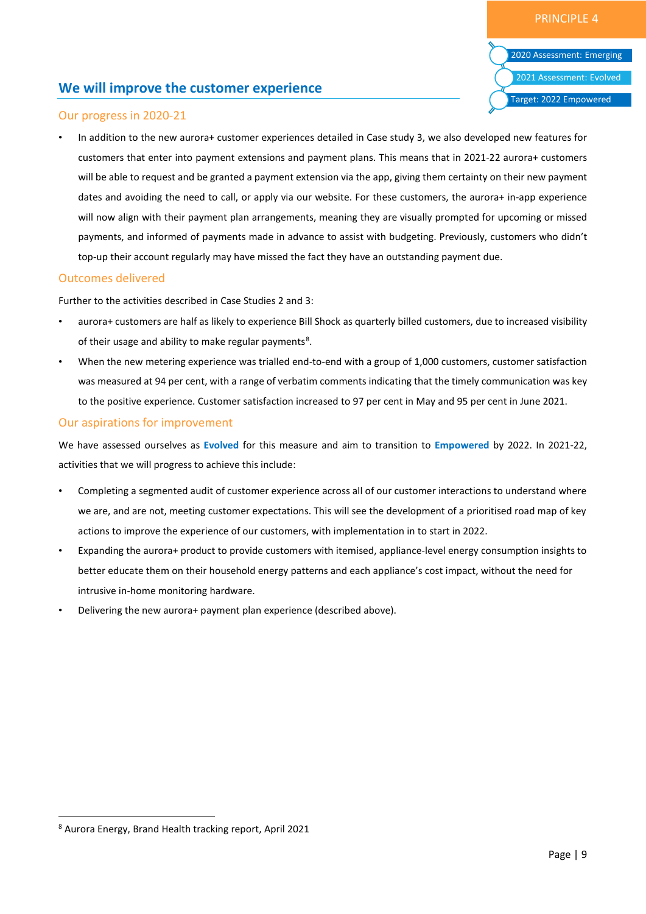PRINCIPLE 4

2020 Assessment: Emerging

2021 Assessment: Evolved

Target: 2022 Empowered

## We will improve the customer experience

### Our progress in 2020-21

- In addition to the new aurora+ customer experiences detailed in Case study 3, we also developed new features for customers that enter into payment extensions and payment plans. This means that in 2021-22 aurora+ customers will be able to request and be granted a payment extension via the app, giving them certainty on their new payment dates and avoiding the need to call, or apply via our website. For these customers, the aurora+ in-app experience will now align with their payment plan arrangements, meaning they are visually prompted for upcoming or missed payments, and informed of payments made in advance to assist with budgeting. Previously, customers who didn't top-up their account regularly may have missed the fact they have an outstanding payment due.

### Outcomes delivered

Further to the activities described in Case Studies 2 and 3:

- aurora+ customers are half as likely to experience Bill Shock as quarterly billed customers, due to increased visibility of their usage and ability to make regular payments[8].
- When the new metering experience was trialled end-to-end with a group of 1,000 customers, customer satisfaction was measured at 94 per cent, with a range of verbatim comments indicating that the timely communication was key to the positive experience. Customer satisfaction increased to 97 per cent in May and 95 per cent in June 2021.

### Our aspirations for improvement

We have assessed ourselves as **Evolved** for this measure and aim to transition to **Empowered** by 2022. In 2021-22, activities that we will progress to achieve this include:

- Completing a segmented audit of customer experience across all of our customer interactions to understand where we are, and are not, meeting customer expectations. This will see the development of a prioritised road map of key actions to improve the experience of our customers, with implementation in to start in 2022.
- Expanding the aurora+ product to provide customers with itemised, appliance-level energy consumption insights to better educate them on their household energy patterns and each appliance's cost impact, without the need for intrusive in-home monitoring hardware.
- Delivering the new aurora+ payment plan experience (described above).

[8] Aurora Energy, Brand Health tracking report, April 2021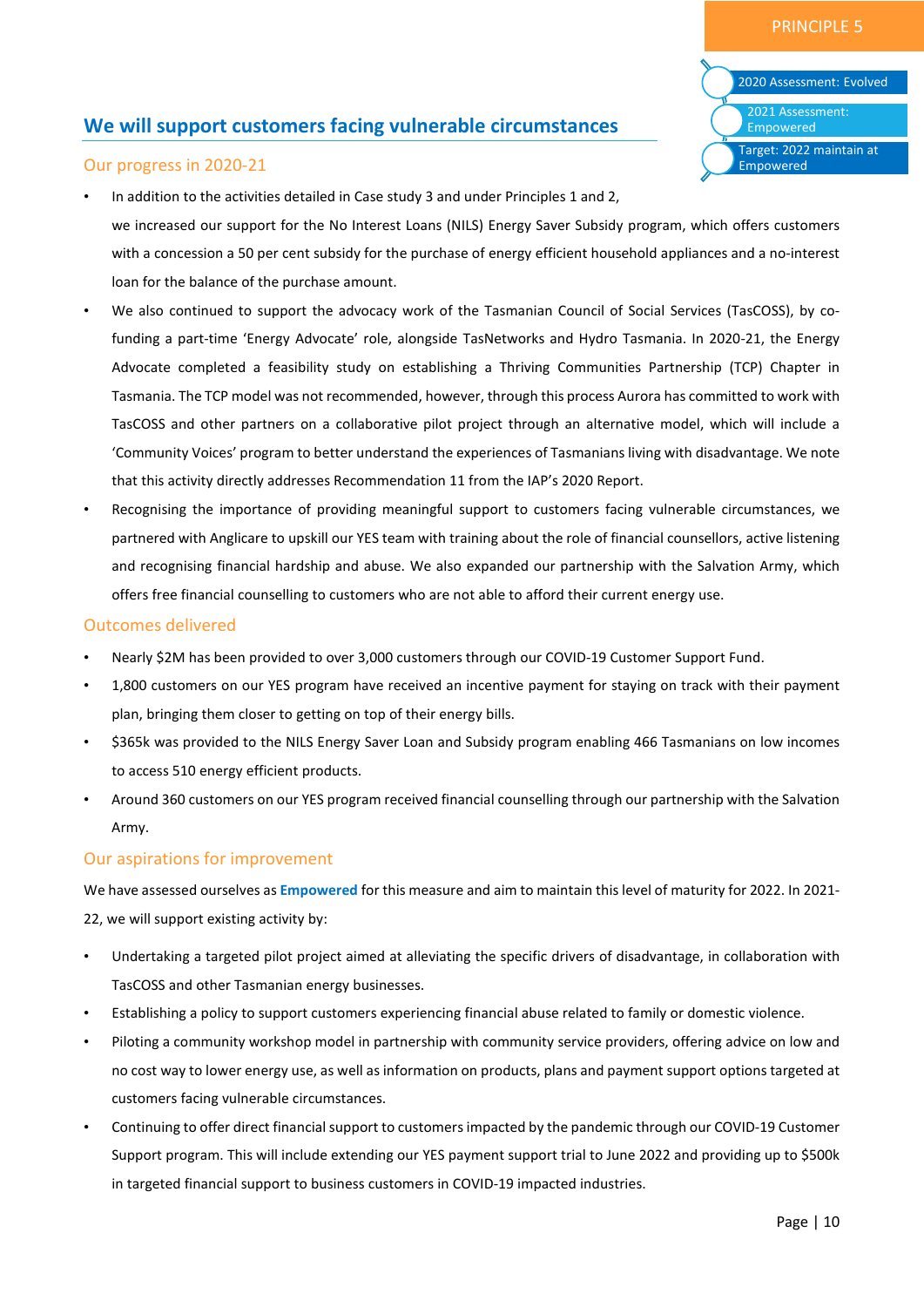PRINCIPLE 5

2020 Assessment: Evolved

2021 Assessment: Empowered

Target: 2022 maintain at Empowered

## We will support customers facing vulnerable circumstances

### Our progress in 2020-21

- In addition to the activities detailed in Case study 3 and under Principles 1 and 2, we increased our support for the No Interest Loans (NILS) Energy Saver Subsidy program, which offers customers with a concession a 50 per cent subsidy for the purchase of energy efficient household appliances and a no-interest loan for the balance of the purchase amount.
- We also continued to support the advocacy work of the Tasmanian Council of Social Services (TasCOSS), by co-funding a part-time 'Energy Advocate' role, alongside TasNetworks and Hydro Tasmania. In 2020-21, the Energy Advocate completed a feasibility study on establishing a Thriving Communities Partnership (TCP) Chapter in Tasmania. The TCP model was not recommended, however, through this process Aurora has committed to work with TasCOSS and other partners on a collaborative pilot project through an alternative model, which will include a 'Community Voices' program to better understand the experiences of Tasmanians living with disadvantage. We note that this activity directly addresses Recommendation 11 from the IAP's 2020 Report.
- Recognising the importance of providing meaningful support to customers facing vulnerable circumstances, we partnered with Anglicare to upskill our YES team with training about the role of financial counsellors, active listening and recognising financial hardship and abuse. We also expanded our partnership with the Salvation Army, which offers free financial counselling to customers who are not able to afford their current energy use.

### Outcomes delivered

- Nearly $2M has been provided to over 3,000 customers through our COVID-19 Customer Support Fund.
- 1,800 customers on our YES program have received an incentive payment for staying on track with their payment plan, bringing them closer to getting on top of their energy bills.
- $365k was provided to the NILS Energy Saver Loan and Subsidy program enabling 466 Tasmanians on low incomes to access 510 energy efficient products.
- Around 360 customers on our YES program received financial counselling through our partnership with the Salvation Army.

### Our aspirations for improvement

We have assessed ourselves as **Empowered** for this measure and aim to maintain this level of maturity for 2022. In 2021-22, we will support existing activity by:

- Undertaking a targeted pilot project aimed at alleviating the specific drivers of disadvantage, in collaboration with TasCOSS and other Tasmanian energy businesses.
- Establishing a policy to support customers experiencing financial abuse related to family or domestic violence.
- Piloting a community workshop model in partnership with community service providers, offering advice on low and no cost way to lower energy use, as well as information on products, plans and payment support options targeted at customers facing vulnerable circumstances.
- Continuing to offer direct financial support to customers impacted by the pandemic through our COVID-19 Customer Support program. This will include extending our YES payment support trial to June 2022 and providing up to $500k in targeted financial support to business customers in COVID-19 impacted industries.